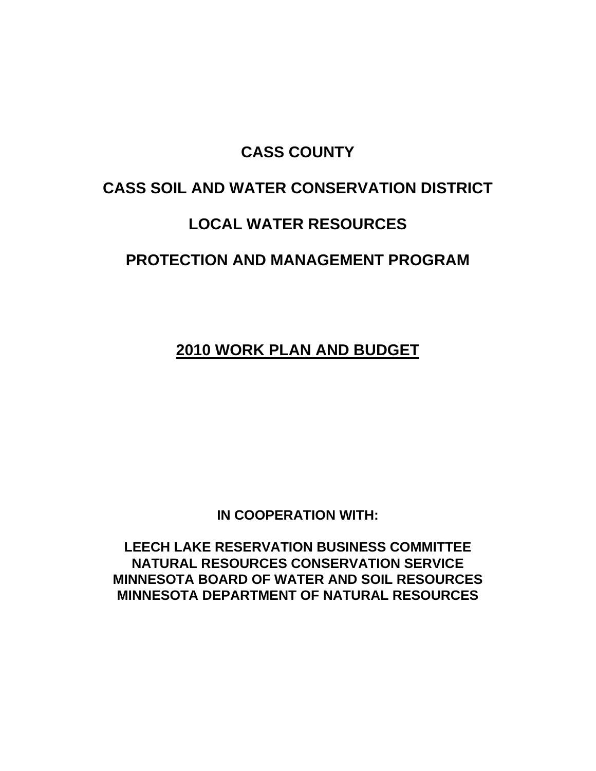# CASS COUNTY

# CASS SOIL AND WATER CONSERVATION DISTRICT

# LOCAL WATER RESOURCES

# PROTECTION AND MANAGEMENT PROGRAM

## 2010 WORK PLAN AND BUDGET

**IN COOPERATION WITH:**

**LEECH LAKE RESERVATION BUSINESS COMMITTEE**
**NATURAL RESOURCES CONSERVATION SERVICE**
**MINNESOTA BOARD OF WATER AND SOIL RESOURCES**
**MINNESOTA DEPARTMENT OF NATURAL RESOURCES**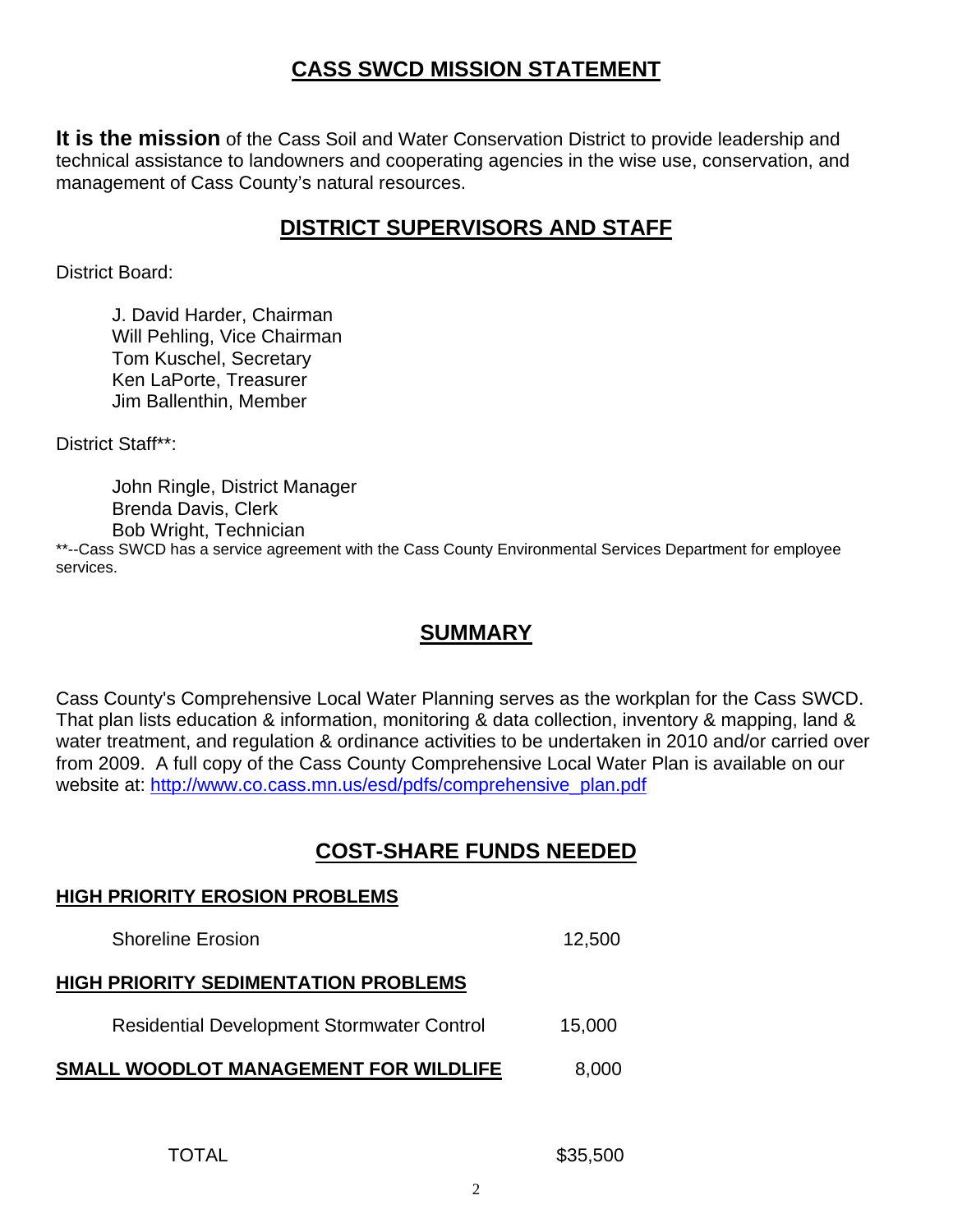## CASS SWCD MISSION STATEMENT

**It is the mission** of the Cass Soil and Water Conservation District to provide leadership and technical assistance to landowners and cooperating agencies in the wise use, conservation, and management of Cass County's natural resources.

## DISTRICT SUPERVISORS AND STAFF

District Board:

- J. David Harder, Chairman
- Will Pehling, Vice Chairman
- Tom Kuschel, Secretary
- Ken LaPorte, Treasurer
- Jim Ballenthin, Member

District Staff**:

- John Ringle, District Manager
- Brenda Davis, Clerk
- Bob Wright, Technician

**--Cass SWCD has a service agreement with the Cass County Environmental Services Department for employee services.

## SUMMARY

Cass County's Comprehensive Local Water Planning serves as the workplan for the Cass SWCD. That plan lists education & information, monitoring & data collection, inventory & mapping, land & water treatment, and regulation & ordinance activities to be undertaken in 2010 and/or carried over from 2009. A full copy of the Cass County Comprehensive Local Water Plan is available on our website at: [http://www.co.cass.mn.us/esd/pdfs/comprehensive_plan.pdf](http://www.co.cass.mn.us/esd/pdfs/comprehensive_plan.pdf)

## COST-SHARE FUNDS NEEDED

| | |
|---|---|
| **HIGH PRIORITY EROSION PROBLEMS** | |
| Shoreline Erosion | 12,500 |
| **HIGH PRIORITY SEDIMENTATION PROBLEMS** | |
| Residential Development Stormwater Control | 15,000 |
| **SMALL WOODLOT MANAGEMENT FOR WILDLIFE** | 8,000 |
| TOTAL | $35,500 |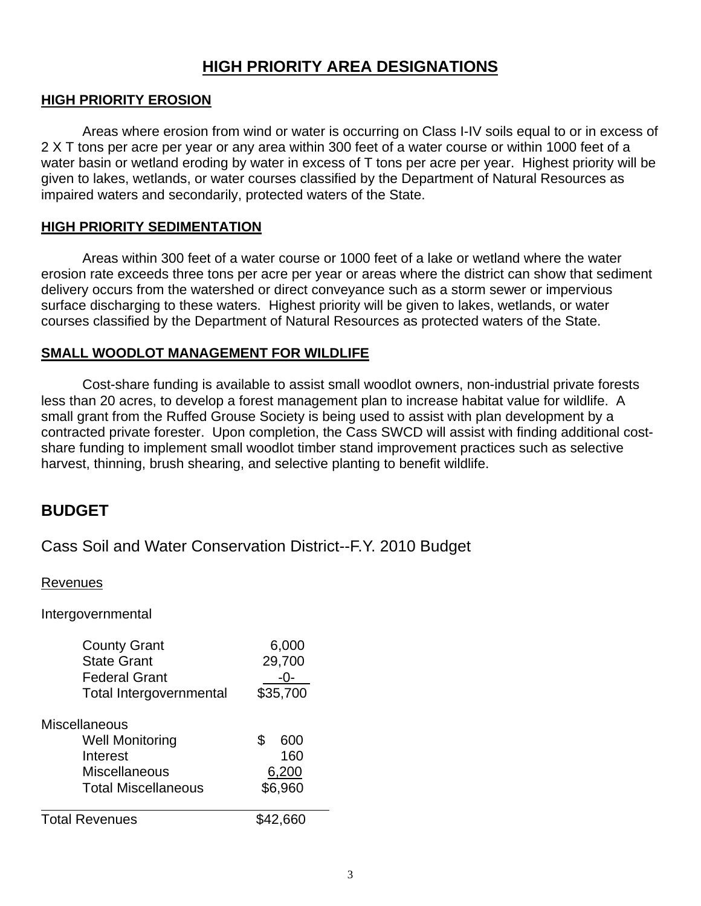# HIGH PRIORITY AREA DESIGNATIONS

## HIGH PRIORITY EROSION

Areas where erosion from wind or water is occurring on Class I-IV soils equal to or in excess of 2 X T tons per acre per year or any area within 300 feet of a water course or within 1000 feet of a water basin or wetland eroding by water in excess of T tons per acre per year. Highest priority will be given to lakes, wetlands, or water courses classified by the Department of Natural Resources as impaired waters and secondarily, protected waters of the State.

## HIGH PRIORITY SEDIMENTATION

Areas within 300 feet of a water course or 1000 feet of a lake or wetland where the water erosion rate exceeds three tons per acre per year or areas where the district can show that sediment delivery occurs from the watershed or direct conveyance such as a storm sewer or impervious surface discharging to these waters. Highest priority will be given to lakes, wetlands, or water courses classified by the Department of Natural Resources as protected waters of the State.

## SMALL WOODLOT MANAGEMENT FOR WILDLIFE

Cost-share funding is available to assist small woodlot owners, non-industrial private forests less than 20 acres, to develop a forest management plan to increase habitat value for wildlife. A small grant from the Ruffed Grouse Society is being used to assist with plan development by a contracted private forester. Upon completion, the Cass SWCD will assist with finding additional cost-share funding to implement small woodlot timber stand improvement practices such as selective harvest, thinning, brush shearing, and selective planting to benefit wildlife.

# BUDGET

## Cass Soil and Water Conservation District--F.Y. 2010 Budget

Revenues

Intergovernmental

| | |
|---|---|
| County Grant | 6,000 |
| State Grant | 29,700 |
| Federal Grant | -0- |
| Total Intergovernmental | $35,700 |

Miscellaneous

| | |
|---|---|
| Well Monitoring | $ 600 |
| Interest | 160 |
| Miscellaneous | 6,200 |
| Total Miscellaneous | $6,960 |

| | |
|---|---|
| Total Revenues | $42,660 |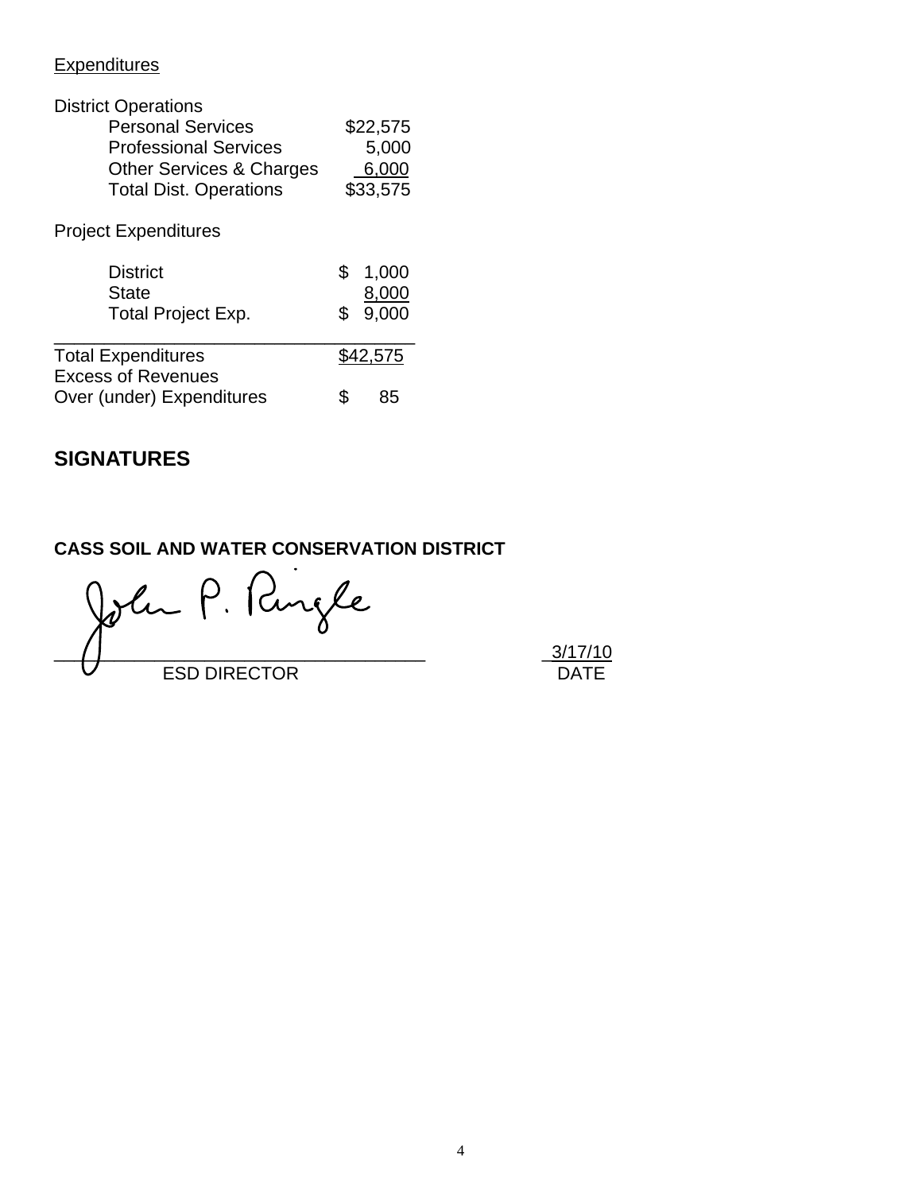Expenditures

District Operations

| | |
|---|---|
| Personal Services | $22,575 |
| Professional Services | 5,000 |
| Other Services & Charges | 6,000 |
| Total Dist. Operations | $33,575 |

Project Expenditures

| | |
|---|---|
| District | $ 1,000 |
| State | 8,000 |
| Total Project Exp. | $ 9,000 |

| | |
|---|---|
| Total Expenditures | $42,575 |
| Excess of Revenues Over (under) Expenditures | $ 85 |

## SIGNATURES

**CASS SOIL AND WATER CONSERVATION DISTRICT**

John P. Ringle

ESD DIRECTOR

3/17/10

DATE